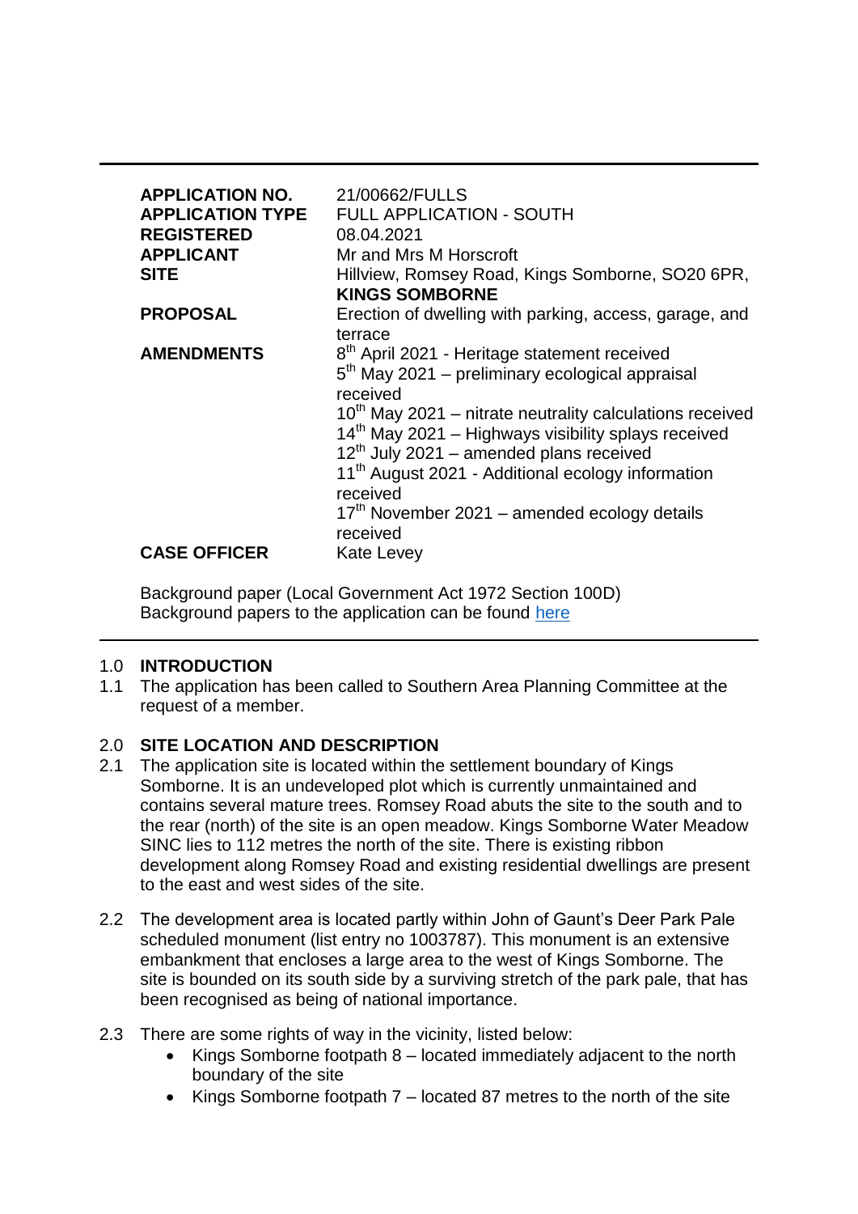| | |
|---|---|
| **APPLICATION NO.** | 21/00662/FULLS |
| **APPLICATION TYPE** | FULL APPLICATION - SOUTH |
| **REGISTERED** | 08.04.2021 |
| **APPLICANT** | Mr and Mrs M Horscroft |
| **SITE** | Hillview, Romsey Road, Kings Somborne, SO20 6PR, **KINGS SOMBORNE** |
| **PROPOSAL** | Erection of dwelling with parking, access, garage, and terrace |
| **AMENDMENTS** | 8th April 2021 - Heritage statement received<br>5th May 2021 – preliminary ecological appraisal received<br>10th May 2021 – nitrate neutrality calculations received<br>14th May 2021 – Highways visibility splays received<br>12th July 2021 – amended plans received<br>11th August 2021 - Additional ecology information received<br>17th November 2021 – amended ecology details received |
| **CASE OFFICER** | Kate Levey |

Background paper (Local Government Act 1972 Section 100D)
Background papers to the application can be found here

## 1.0 INTRODUCTION

1.1 The application has been called to Southern Area Planning Committee at the request of a member.

## 2.0 SITE LOCATION AND DESCRIPTION

2.1 The application site is located within the settlement boundary of Kings Somborne. It is an undeveloped plot which is currently unmaintained and contains several mature trees. Romsey Road abuts the site to the south and to the rear (north) of the site is an open meadow. Kings Somborne Water Meadow SINC lies to 112 metres the north of the site. There is existing ribbon development along Romsey Road and existing residential dwellings are present to the east and west sides of the site.

2.2 The development area is located partly within John of Gaunt's Deer Park Pale scheduled monument (list entry no 1003787). This monument is an extensive embankment that encloses a large area to the west of Kings Somborne. The site is bounded on its south side by a surviving stretch of the park pale, that has been recognised as being of national importance.

2.3 There are some rights of way in the vicinity, listed below:

- Kings Somborne footpath 8 – located immediately adjacent to the north boundary of the site
- Kings Somborne footpath 7 – located 87 metres to the north of the site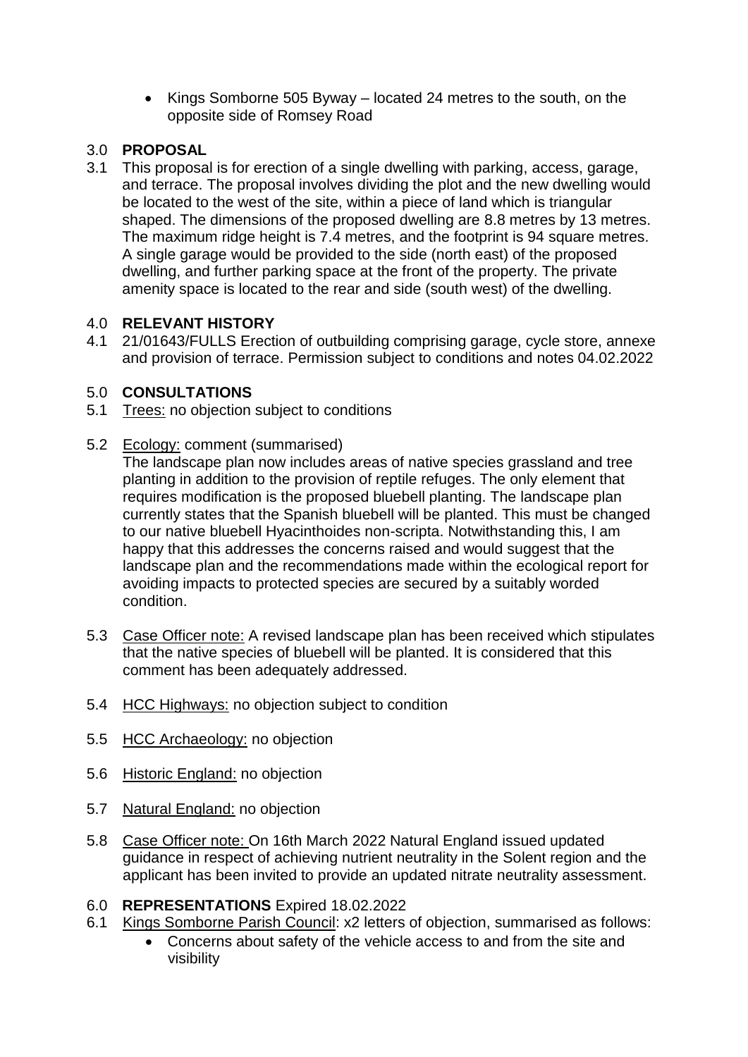- Kings Somborne 505 Byway – located 24 metres to the south, on the opposite side of Romsey Road

## 3.0 PROPOSAL

3.1 This proposal is for erection of a single dwelling with parking, access, garage, and terrace. The proposal involves dividing the plot and the new dwelling would be located to the west of the site, within a piece of land which is triangular shaped. The dimensions of the proposed dwelling are 8.8 metres by 13 metres. The maximum ridge height is 7.4 metres, and the footprint is 94 square metres. A single garage would be provided to the side (north east) of the proposed dwelling, and further parking space at the front of the property. The private amenity space is located to the rear and side (south west) of the dwelling.

## 4.0 RELEVANT HISTORY

4.1 21/01643/FULLS Erection of outbuilding comprising garage, cycle store, annexe and provision of terrace. Permission subject to conditions and notes 04.02.2022

## 5.0 CONSULTATIONS

5.1 Trees: no objection subject to conditions

5.2 Ecology: comment (summarised)

The landscape plan now includes areas of native species grassland and tree planting in addition to the provision of reptile refuges. The only element that requires modification is the proposed bluebell planting. The landscape plan currently states that the Spanish bluebell will be planted. This must be changed to our native bluebell Hyacinthoides non-scripta. Notwithstanding this, I am happy that this addresses the concerns raised and would suggest that the landscape plan and the recommendations made within the ecological report for avoiding impacts to protected species are secured by a suitably worded condition.

5.3 Case Officer note: A revised landscape plan has been received which stipulates that the native species of bluebell will be planted. It is considered that this comment has been adequately addressed.

5.4 HCC Highways: no objection subject to condition

5.5 HCC Archaeology: no objection

5.6 Historic England: no objection

5.7 Natural England: no objection

5.8 Case Officer note: On 16th March 2022 Natural England issued updated guidance in respect of achieving nutrient neutrality in the Solent region and the applicant has been invited to provide an updated nitrate neutrality assessment.

## 6.0 REPRESENTATIONS Expired 18.02.2022

6.1 Kings Somborne Parish Council: x2 letters of objection, summarised as follows:

- Concerns about safety of the vehicle access to and from the site and visibility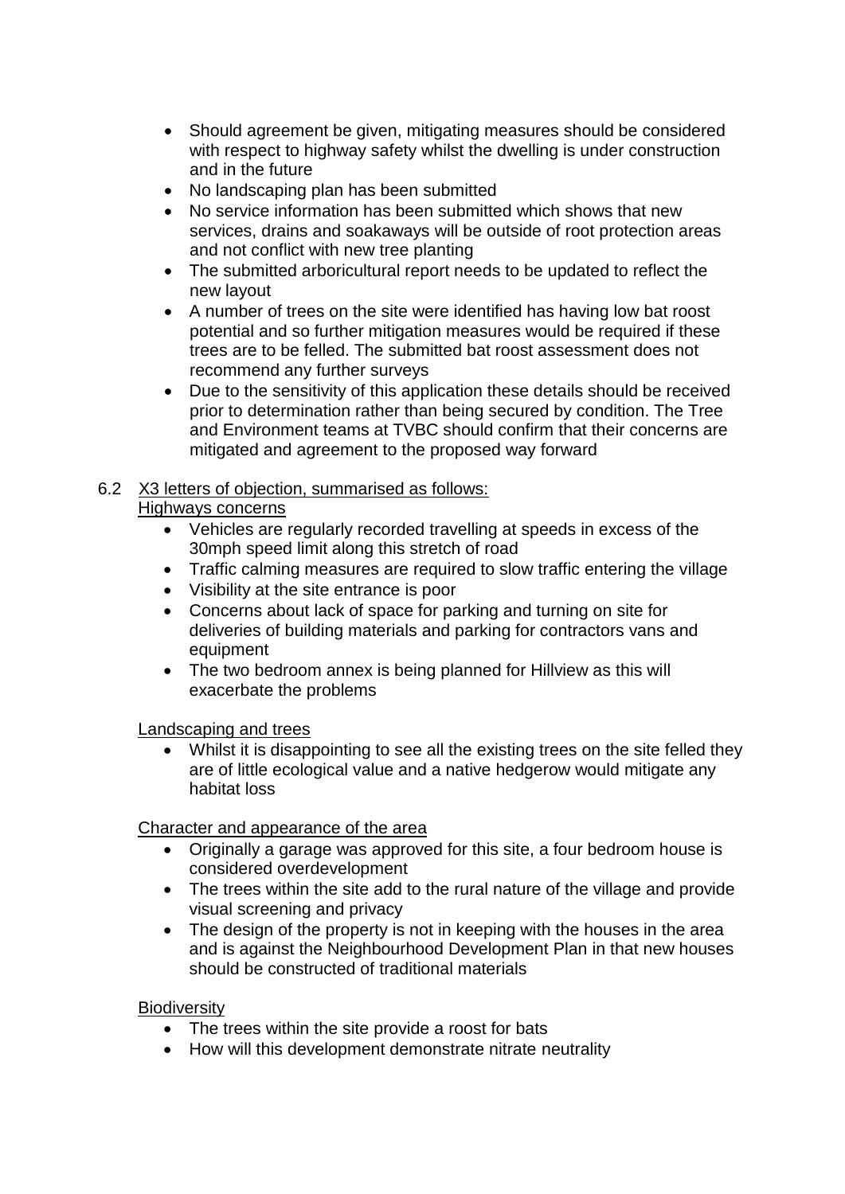- Should agreement be given, mitigating measures should be considered with respect to highway safety whilst the dwelling is under construction and in the future
- No landscaping plan has been submitted
- No service information has been submitted which shows that new services, drains and soakaways will be outside of root protection areas and not conflict with new tree planting
- The submitted arboricultural report needs to be updated to reflect the new layout
- A number of trees on the site were identified has having low bat roost potential and so further mitigation measures would be required if these trees are to be felled. The submitted bat roost assessment does not recommend any further surveys
- Due to the sensitivity of this application these details should be received prior to determination rather than being secured by condition. The Tree and Environment teams at TVBC should confirm that their concerns are mitigated and agreement to the proposed way forward

6.2 <u>X3 letters of objection, summarised as follows:</u>

<u>Highways concerns</u>

- Vehicles are regularly recorded travelling at speeds in excess of the 30mph speed limit along this stretch of road
- Traffic calming measures are required to slow traffic entering the village
- Visibility at the site entrance is poor
- Concerns about lack of space for parking and turning on site for deliveries of building materials and parking for contractors vans and equipment
- The two bedroom annex is being planned for Hillview as this will exacerbate the problems

<u>Landscaping and trees</u>

- Whilst it is disappointing to see all the existing trees on the site felled they are of little ecological value and a native hedgerow would mitigate any habitat loss

<u>Character and appearance of the area</u>

- Originally a garage was approved for this site, a four bedroom house is considered overdevelopment
- The trees within the site add to the rural nature of the village and provide visual screening and privacy
- The design of the property is not in keeping with the houses in the area and is against the Neighbourhood Development Plan in that new houses should be constructed of traditional materials

<u>Biodiversity</u>

- The trees within the site provide a roost for bats
- How will this development demonstrate nitrate neutrality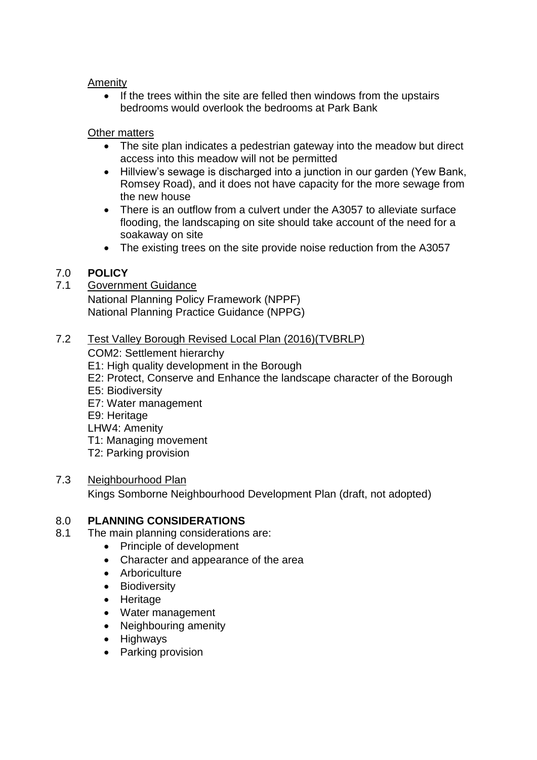Amenity

- If the trees within the site are felled then windows from the upstairs bedrooms would overlook the bedrooms at Park Bank

Other matters

- The site plan indicates a pedestrian gateway into the meadow but direct access into this meadow will not be permitted
- Hillview's sewage is discharged into a junction in our garden (Yew Bank, Romsey Road), and it does not have capacity for the more sewage from the new house
- There is an outflow from a culvert under the A3057 to alleviate surface flooding, the landscaping on site should take account of the need for a soakaway on site
- The existing trees on the site provide noise reduction from the A3057

## 7.0 POLICY

7.1 Government Guidance

National Planning Policy Framework (NPPF)
National Planning Practice Guidance (NPPG)

7.2 Test Valley Borough Revised Local Plan (2016)(TVBRLP)

COM2: Settlement hierarchy
E1: High quality development in the Borough
E2: Protect, Conserve and Enhance the landscape character of the Borough
E5: Biodiversity
E7: Water management
E9: Heritage
LHW4: Amenity
T1: Managing movement
T2: Parking provision

7.3 Neighbourhood Plan

Kings Somborne Neighbourhood Development Plan (draft, not adopted)

## 8.0 PLANNING CONSIDERATIONS

8.1 The main planning considerations are:

- Principle of development
- Character and appearance of the area
- Arboriculture
- Biodiversity
- Heritage
- Water management
- Neighbouring amenity
- Highways
- Parking provision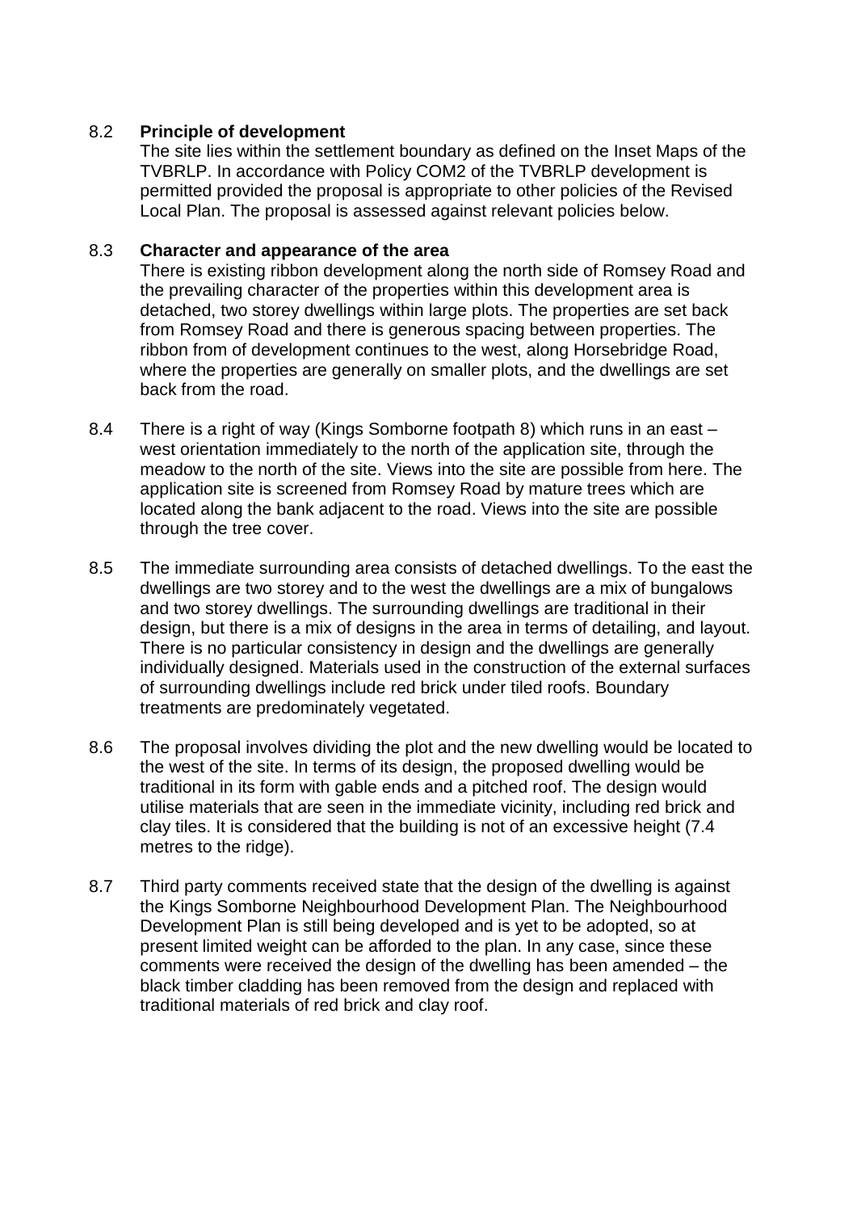8.2 **Principle of development**

The site lies within the settlement boundary as defined on the Inset Maps of the TVBRLP. In accordance with Policy COM2 of the TVBRLP development is permitted provided the proposal is appropriate to other policies of the Revised Local Plan. The proposal is assessed against relevant policies below.

8.3 **Character and appearance of the area**

There is existing ribbon development along the north side of Romsey Road and the prevailing character of the properties within this development area is detached, two storey dwellings within large plots. The properties are set back from Romsey Road and there is generous spacing between properties. The ribbon from of development continues to the west, along Horsebridge Road, where the properties are generally on smaller plots, and the dwellings are set back from the road.

8.4 There is a right of way (Kings Somborne footpath 8) which runs in an east – west orientation immediately to the north of the application site, through the meadow to the north of the site. Views into the site are possible from here. The application site is screened from Romsey Road by mature trees which are located along the bank adjacent to the road. Views into the site are possible through the tree cover.

8.5 The immediate surrounding area consists of detached dwellings. To the east the dwellings are two storey and to the west the dwellings are a mix of bungalows and two storey dwellings. The surrounding dwellings are traditional in their design, but there is a mix of designs in the area in terms of detailing, and layout. There is no particular consistency in design and the dwellings are generally individually designed. Materials used in the construction of the external surfaces of surrounding dwellings include red brick under tiled roofs. Boundary treatments are predominately vegetated.

8.6 The proposal involves dividing the plot and the new dwelling would be located to the west of the site. In terms of its design, the proposed dwelling would be traditional in its form with gable ends and a pitched roof. The design would utilise materials that are seen in the immediate vicinity, including red brick and clay tiles. It is considered that the building is not of an excessive height (7.4 metres to the ridge).

8.7 Third party comments received state that the design of the dwelling is against the Kings Somborne Neighbourhood Development Plan. The Neighbourhood Development Plan is still being developed and is yet to be adopted, so at present limited weight can be afforded to the plan. In any case, since these comments were received the design of the dwelling has been amended – the black timber cladding has been removed from the design and replaced with traditional materials of red brick and clay roof.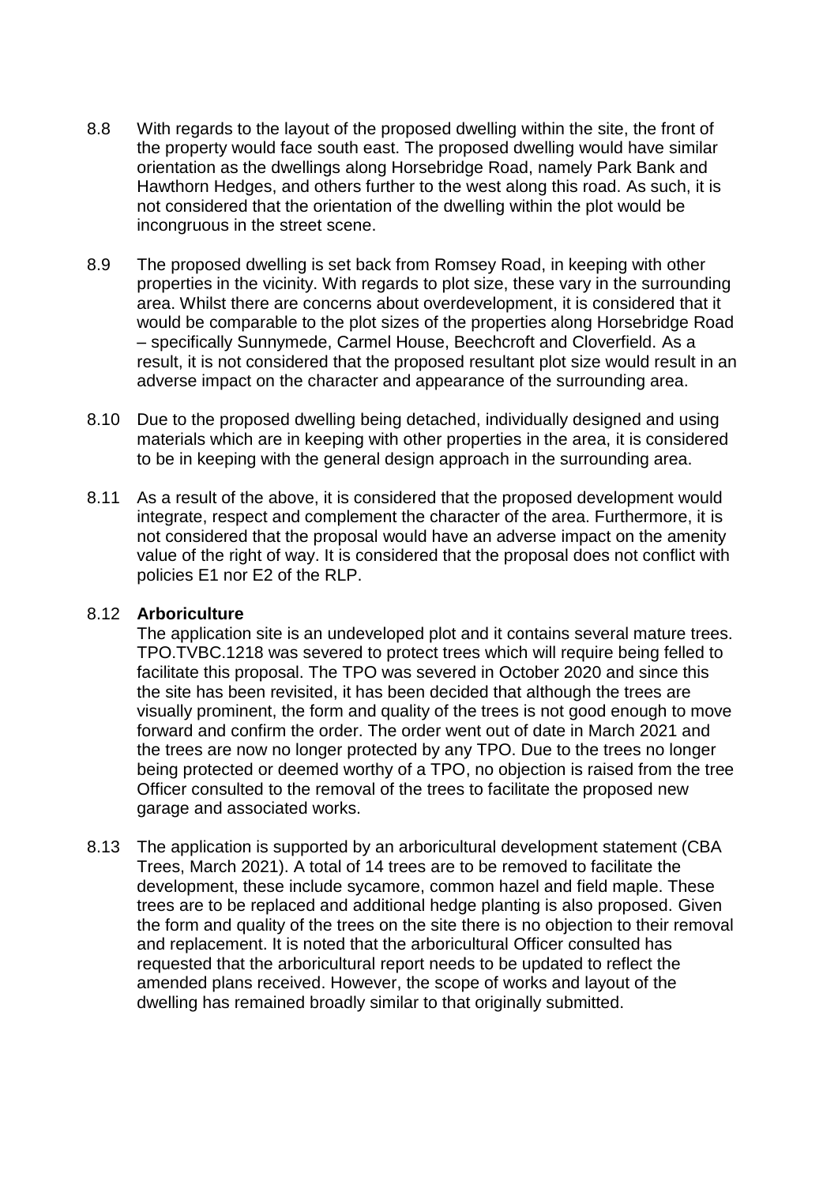8.8 With regards to the layout of the proposed dwelling within the site, the front of the property would face south east. The proposed dwelling would have similar orientation as the dwellings along Horsebridge Road, namely Park Bank and Hawthorn Hedges, and others further to the west along this road. As such, it is not considered that the orientation of the dwelling within the plot would be incongruous in the street scene.

8.9 The proposed dwelling is set back from Romsey Road, in keeping with other properties in the vicinity. With regards to plot size, these vary in the surrounding area. Whilst there are concerns about overdevelopment, it is considered that it would be comparable to the plot sizes of the properties along Horsebridge Road – specifically Sunnymede, Carmel House, Beechcroft and Cloverfield. As a result, it is not considered that the proposed resultant plot size would result in an adverse impact on the character and appearance of the surrounding area.

8.10 Due to the proposed dwelling being detached, individually designed and using materials which are in keeping with other properties in the area, it is considered to be in keeping with the general design approach in the surrounding area.

8.11 As a result of the above, it is considered that the proposed development would integrate, respect and complement the character of the area. Furthermore, it is not considered that the proposal would have an adverse impact on the amenity value of the right of way. It is considered that the proposal does not conflict with policies E1 nor E2 of the RLP.

8.12 **Arboriculture**
The application site is an undeveloped plot and it contains several mature trees. TPO.TVBC.1218 was severed to protect trees which will require being felled to facilitate this proposal. The TPO was severed in October 2020 and since this the site has been revisited, it has been decided that although the trees are visually prominent, the form and quality of the trees is not good enough to move forward and confirm the order. The order went out of date in March 2021 and the trees are now no longer protected by any TPO. Due to the trees no longer being protected or deemed worthy of a TPO, no objection is raised from the tree Officer consulted to the removal of the trees to facilitate the proposed new garage and associated works.

8.13 The application is supported by an arboricultural development statement (CBA Trees, March 2021). A total of 14 trees are to be removed to facilitate the development, these include sycamore, common hazel and field maple. These trees are to be replaced and additional hedge planting is also proposed. Given the form and quality of the trees on the site there is no objection to their removal and replacement. It is noted that the arboricultural Officer consulted has requested that the arboricultural report needs to be updated to reflect the amended plans received. However, the scope of works and layout of the dwelling has remained broadly similar to that originally submitted.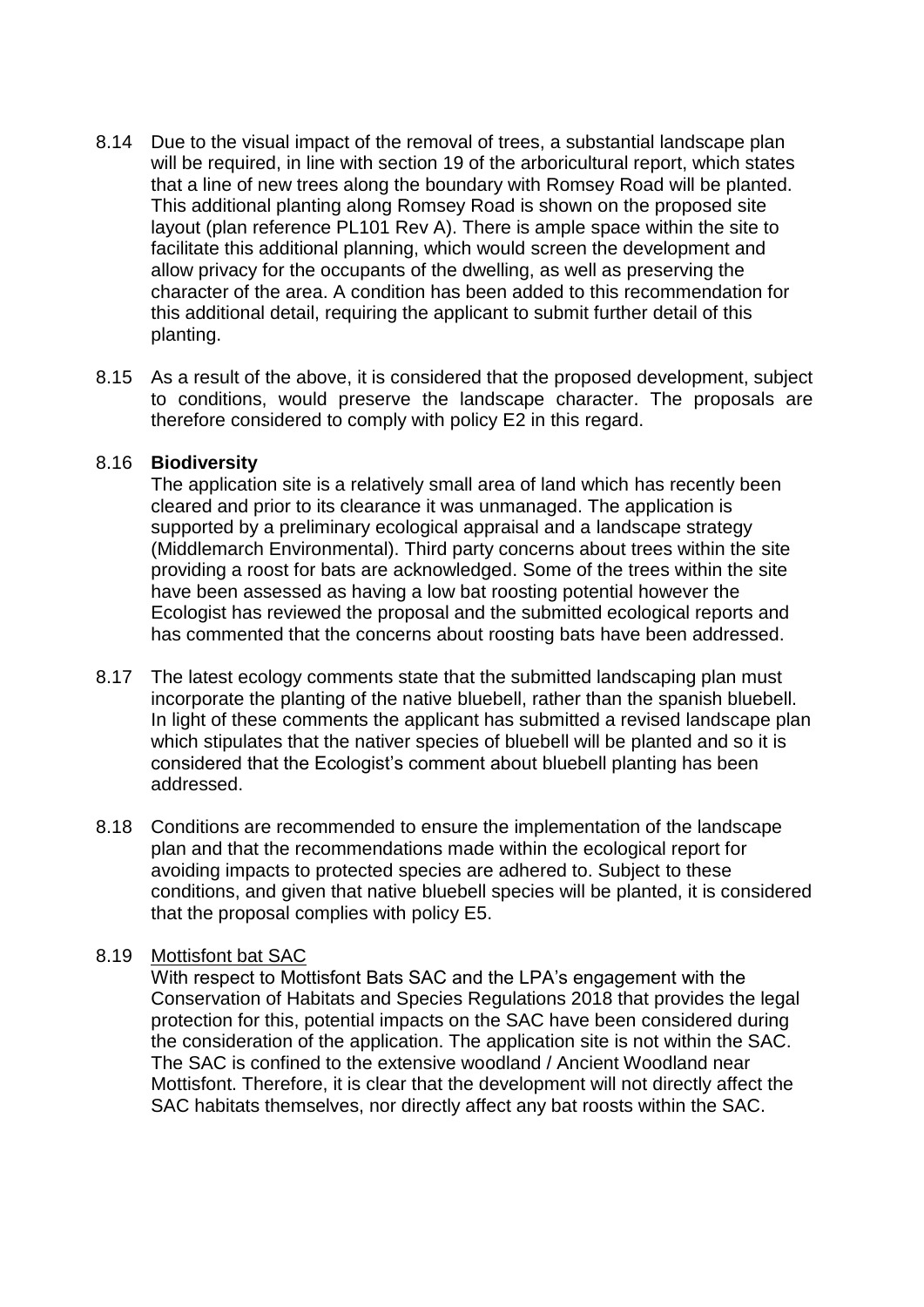8.14 Due to the visual impact of the removal of trees, a substantial landscape plan will be required, in line with section 19 of the arboricultural report, which states that a line of new trees along the boundary with Romsey Road will be planted. This additional planting along Romsey Road is shown on the proposed site layout (plan reference PL101 Rev A). There is ample space within the site to facilitate this additional planning, which would screen the development and allow privacy for the occupants of the dwelling, as well as preserving the character of the area. A condition has been added to this recommendation for this additional detail, requiring the applicant to submit further detail of this planting.

8.15 As a result of the above, it is considered that the proposed development, subject to conditions, would preserve the landscape character. The proposals are therefore considered to comply with policy E2 in this regard.

8.16 **Biodiversity**

The application site is a relatively small area of land which has recently been cleared and prior to its clearance it was unmanaged. The application is supported by a preliminary ecological appraisal and a landscape strategy (Middlemarch Environmental). Third party concerns about trees within the site providing a roost for bats are acknowledged. Some of the trees within the site have been assessed as having a low bat roosting potential however the Ecologist has reviewed the proposal and the submitted ecological reports and has commented that the concerns about roosting bats have been addressed.

8.17 The latest ecology comments state that the submitted landscaping plan must incorporate the planting of the native bluebell, rather than the spanish bluebell. In light of these comments the applicant has submitted a revised landscape plan which stipulates that the nativer species of bluebell will be planted and so it is considered that the Ecologist's comment about bluebell planting has been addressed.

8.18 Conditions are recommended to ensure the implementation of the landscape plan and that the recommendations made within the ecological report for avoiding impacts to protected species are adhered to. Subject to these conditions, and given that native bluebell species will be planted, it is considered that the proposal complies with policy E5.

8.19 Mottisfont bat SAC

With respect to Mottisfont Bats SAC and the LPA's engagement with the Conservation of Habitats and Species Regulations 2018 that provides the legal protection for this, potential impacts on the SAC have been considered during the consideration of the application. The application site is not within the SAC. The SAC is confined to the extensive woodland / Ancient Woodland near Mottisfont. Therefore, it is clear that the development will not directly affect the SAC habitats themselves, nor directly affect any bat roosts within the SAC.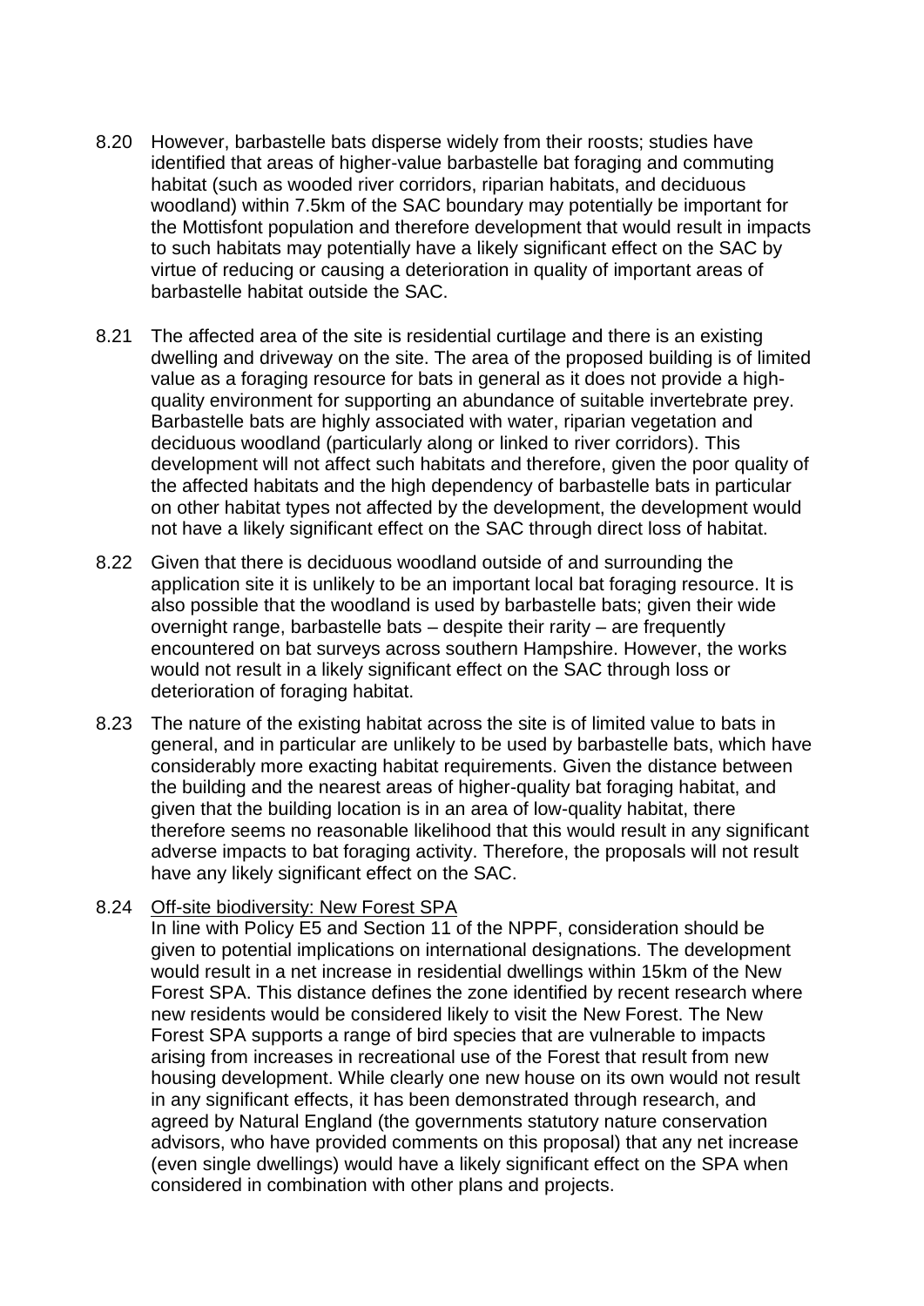8.20 However, barbastelle bats disperse widely from their roosts; studies have identified that areas of higher-value barbastelle bat foraging and commuting habitat (such as wooded river corridors, riparian habitats, and deciduous woodland) within 7.5km of the SAC boundary may potentially be important for the Mottisfont population and therefore development that would result in impacts to such habitats may potentially have a likely significant effect on the SAC by virtue of reducing or causing a deterioration in quality of important areas of barbastelle habitat outside the SAC.

8.21 The affected area of the site is residential curtilage and there is an existing dwelling and driveway on the site. The area of the proposed building is of limited value as a foraging resource for bats in general as it does not provide a high-quality environment for supporting an abundance of suitable invertebrate prey. Barbastelle bats are highly associated with water, riparian vegetation and deciduous woodland (particularly along or linked to river corridors). This development will not affect such habitats and therefore, given the poor quality of the affected habitats and the high dependency of barbastelle bats in particular on other habitat types not affected by the development, the development would not have a likely significant effect on the SAC through direct loss of habitat.

8.22 Given that there is deciduous woodland outside of and surrounding the application site it is unlikely to be an important local bat foraging resource. It is also possible that the woodland is used by barbastelle bats; given their wide overnight range, barbastelle bats – despite their rarity – are frequently encountered on bat surveys across southern Hampshire. However, the works would not result in a likely significant effect on the SAC through loss or deterioration of foraging habitat.

8.23 The nature of the existing habitat across the site is of limited value to bats in general, and in particular are unlikely to be used by barbastelle bats, which have considerably more exacting habitat requirements. Given the distance between the building and the nearest areas of higher-quality bat foraging habitat, and given that the building location is in an area of low-quality habitat, there therefore seems no reasonable likelihood that this would result in any significant adverse impacts to bat foraging activity. Therefore, the proposals will not result have any likely significant effect on the SAC.

8.24 Off-site biodiversity: New Forest SPA
In line with Policy E5 and Section 11 of the NPPF, consideration should be given to potential implications on international designations. The development would result in a net increase in residential dwellings within 15km of the New Forest SPA. This distance defines the zone identified by recent research where new residents would be considered likely to visit the New Forest. The New Forest SPA supports a range of bird species that are vulnerable to impacts arising from increases in recreational use of the Forest that result from new housing development. While clearly one new house on its own would not result in any significant effects, it has been demonstrated through research, and agreed by Natural England (the governments statutory nature conservation advisors, who have provided comments on this proposal) that any net increase (even single dwellings) would have a likely significant effect on the SPA when considered in combination with other plans and projects.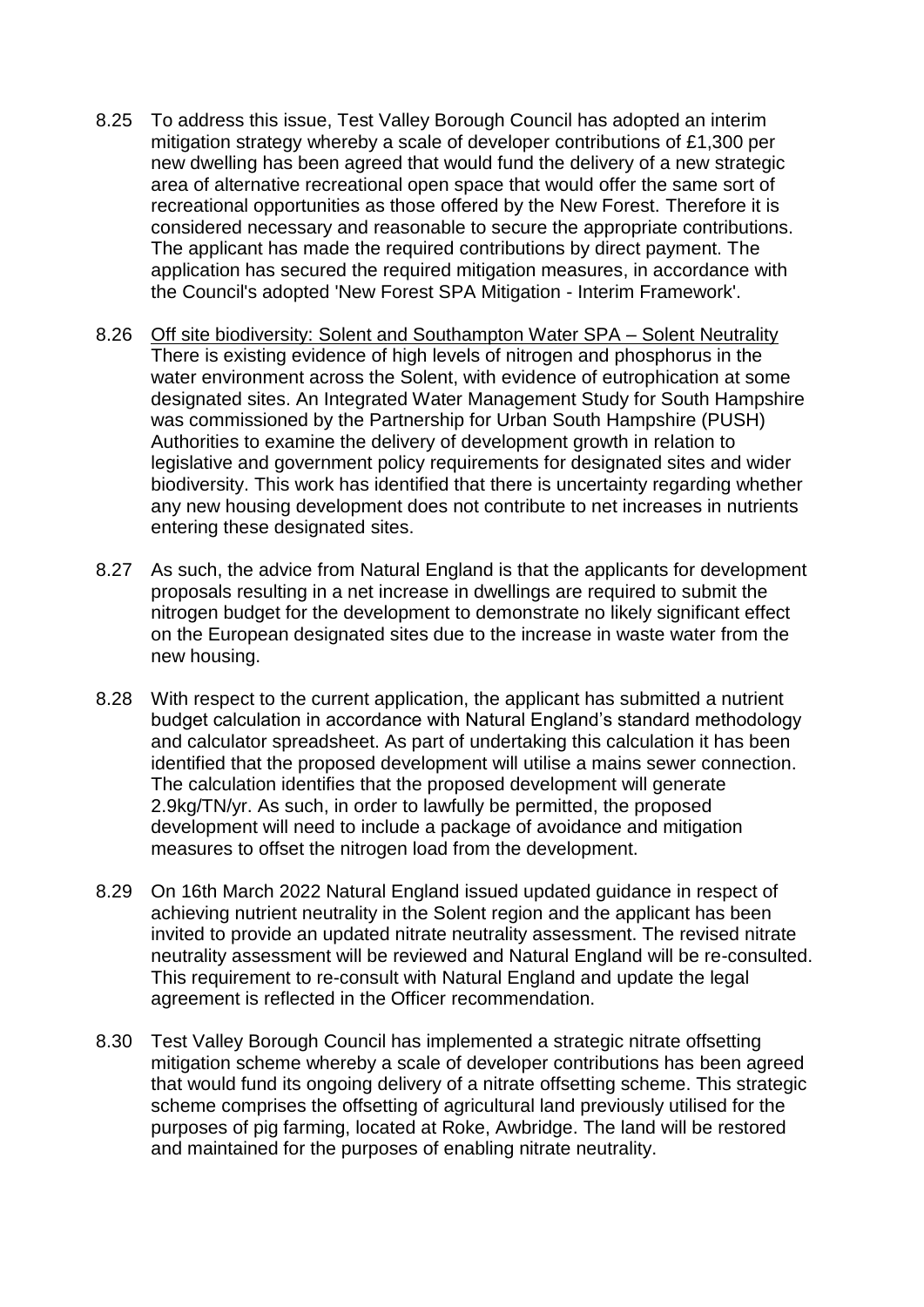8.25 To address this issue, Test Valley Borough Council has adopted an interim mitigation strategy whereby a scale of developer contributions of £1,300 per new dwelling has been agreed that would fund the delivery of a new strategic area of alternative recreational open space that would offer the same sort of recreational opportunities as those offered by the New Forest. Therefore it is considered necessary and reasonable to secure the appropriate contributions. The applicant has made the required contributions by direct payment. The application has secured the required mitigation measures, in accordance with the Council's adopted 'New Forest SPA Mitigation - Interim Framework'.

8.26 Off site biodiversity: Solent and Southampton Water SPA – Solent Neutrality
There is existing evidence of high levels of nitrogen and phosphorus in the water environment across the Solent, with evidence of eutrophication at some designated sites. An Integrated Water Management Study for South Hampshire was commissioned by the Partnership for Urban South Hampshire (PUSH) Authorities to examine the delivery of development growth in relation to legislative and government policy requirements for designated sites and wider biodiversity. This work has identified that there is uncertainty regarding whether any new housing development does not contribute to net increases in nutrients entering these designated sites.

8.27 As such, the advice from Natural England is that the applicants for development proposals resulting in a net increase in dwellings are required to submit the nitrogen budget for the development to demonstrate no likely significant effect on the European designated sites due to the increase in waste water from the new housing.

8.28 With respect to the current application, the applicant has submitted a nutrient budget calculation in accordance with Natural England's standard methodology and calculator spreadsheet. As part of undertaking this calculation it has been identified that the proposed development will utilise a mains sewer connection. The calculation identifies that the proposed development will generate 2.9kg/TN/yr. As such, in order to lawfully be permitted, the proposed development will need to include a package of avoidance and mitigation measures to offset the nitrogen load from the development.

8.29 On 16th March 2022 Natural England issued updated guidance in respect of achieving nutrient neutrality in the Solent region and the applicant has been invited to provide an updated nitrate neutrality assessment. The revised nitrate neutrality assessment will be reviewed and Natural England will be re-consulted. This requirement to re-consult with Natural England and update the legal agreement is reflected in the Officer recommendation.

8.30 Test Valley Borough Council has implemented a strategic nitrate offsetting mitigation scheme whereby a scale of developer contributions has been agreed that would fund its ongoing delivery of a nitrate offsetting scheme. This strategic scheme comprises the offsetting of agricultural land previously utilised for the purposes of pig farming, located at Roke, Awbridge. The land will be restored and maintained for the purposes of enabling nitrate neutrality.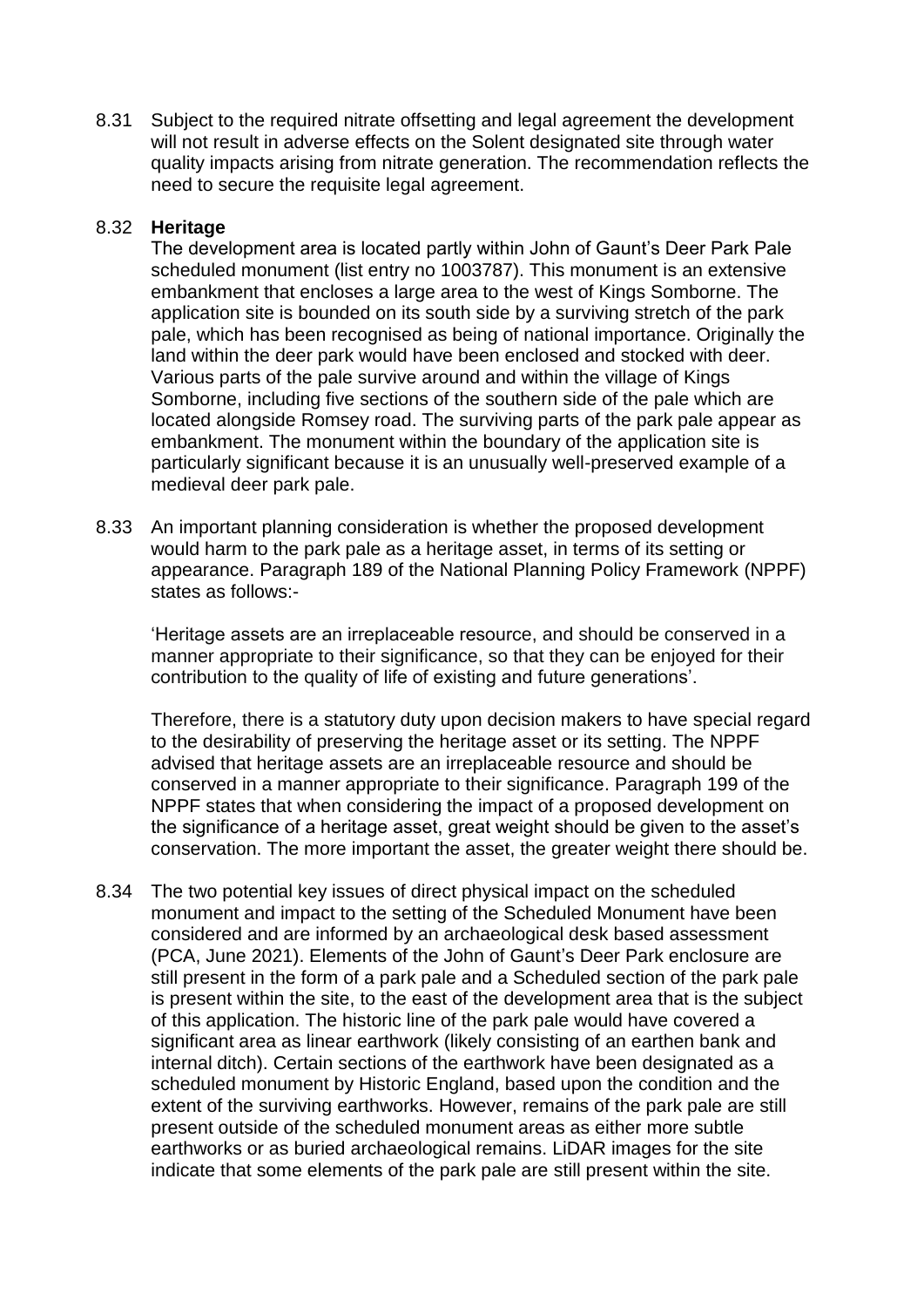8.31 Subject to the required nitrate offsetting and legal agreement the development will not result in adverse effects on the Solent designated site through water quality impacts arising from nitrate generation. The recommendation reflects the need to secure the requisite legal agreement.

8.32 **Heritage**

The development area is located partly within John of Gaunt's Deer Park Pale scheduled monument (list entry no 1003787). This monument is an extensive embankment that encloses a large area to the west of Kings Somborne. The application site is bounded on its south side by a surviving stretch of the park pale, which has been recognised as being of national importance. Originally the land within the deer park would have been enclosed and stocked with deer. Various parts of the pale survive around and within the village of Kings Somborne, including five sections of the southern side of the pale which are located alongside Romsey road. The surviving parts of the park pale appear as embankment. The monument within the boundary of the application site is particularly significant because it is an unusually well-preserved example of a medieval deer park pale.

8.33 An important planning consideration is whether the proposed development would harm to the park pale as a heritage asset, in terms of its setting or appearance. Paragraph 189 of the National Planning Policy Framework (NPPF) states as follows:-

'Heritage assets are an irreplaceable resource, and should be conserved in a manner appropriate to their significance, so that they can be enjoyed for their contribution to the quality of life of existing and future generations'.

Therefore, there is a statutory duty upon decision makers to have special regard to the desirability of preserving the heritage asset or its setting. The NPPF advised that heritage assets are an irreplaceable resource and should be conserved in a manner appropriate to their significance. Paragraph 199 of the NPPF states that when considering the impact of a proposed development on the significance of a heritage asset, great weight should be given to the asset's conservation. The more important the asset, the greater weight there should be.

8.34 The two potential key issues of direct physical impact on the scheduled monument and impact to the setting of the Scheduled Monument have been considered and are informed by an archaeological desk based assessment (PCA, June 2021). Elements of the John of Gaunt's Deer Park enclosure are still present in the form of a park pale and a Scheduled section of the park pale is present within the site, to the east of the development area that is the subject of this application. The historic line of the park pale would have covered a significant area as linear earthwork (likely consisting of an earthen bank and internal ditch). Certain sections of the earthwork have been designated as a scheduled monument by Historic England, based upon the condition and the extent of the surviving earthworks. However, remains of the park pale are still present outside of the scheduled monument areas as either more subtle earthworks or as buried archaeological remains. LiDAR images for the site indicate that some elements of the park pale are still present within the site.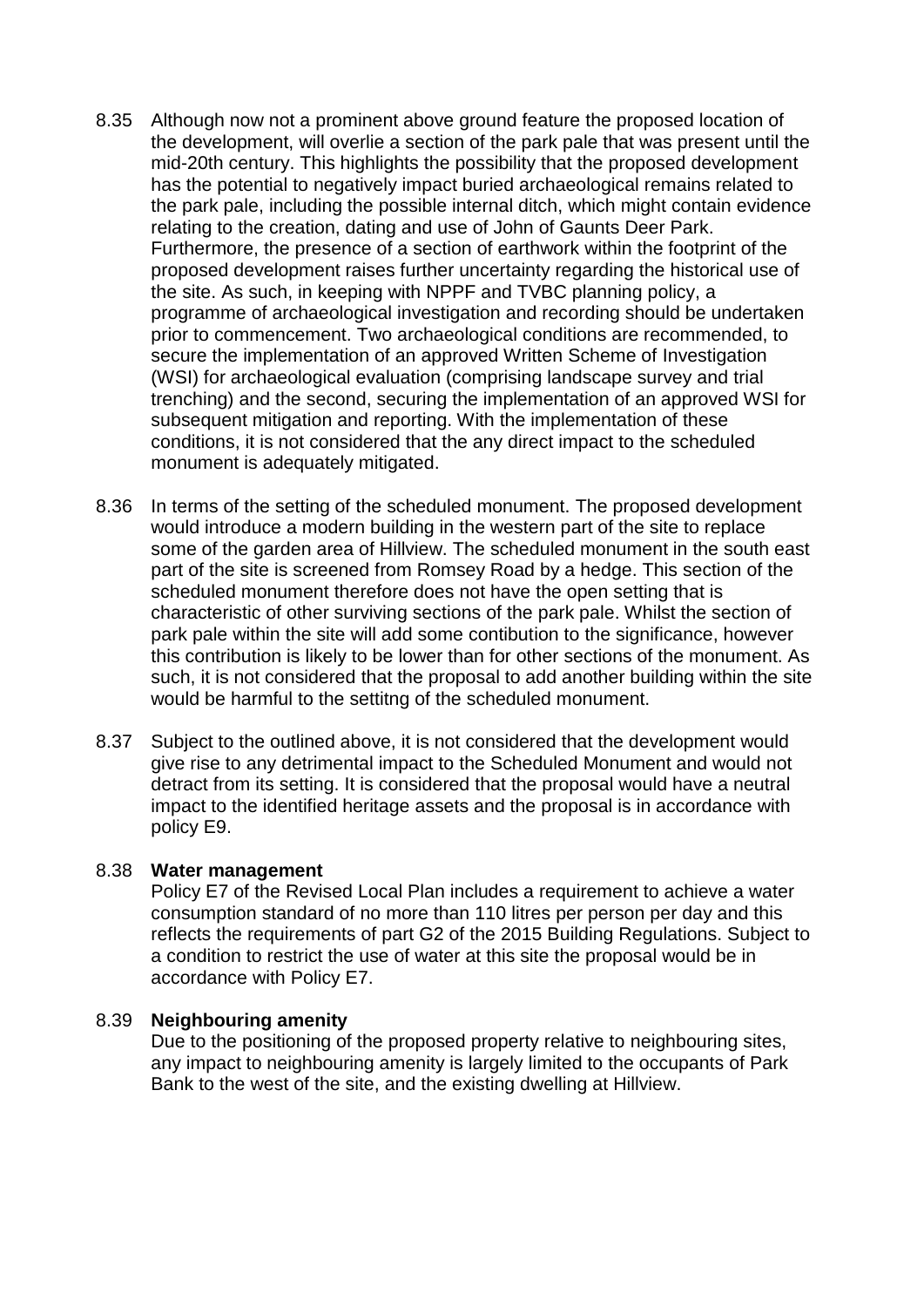8.35 Although now not a prominent above ground feature the proposed location of the development, will overlie a section of the park pale that was present until the mid-20th century. This highlights the possibility that the proposed development has the potential to negatively impact buried archaeological remains related to the park pale, including the possible internal ditch, which might contain evidence relating to the creation, dating and use of John of Gaunts Deer Park. Furthermore, the presence of a section of earthwork within the footprint of the proposed development raises further uncertainty regarding the historical use of the site. As such, in keeping with NPPF and TVBC planning policy, a programme of archaeological investigation and recording should be undertaken prior to commencement. Two archaeological conditions are recommended, to secure the implementation of an approved Written Scheme of Investigation (WSI) for archaeological evaluation (comprising landscape survey and trial trenching) and the second, securing the implementation of an approved WSI for subsequent mitigation and reporting. With the implementation of these conditions, it is not considered that the any direct impact to the scheduled monument is adequately mitigated.

8.36 In terms of the setting of the scheduled monument. The proposed development would introduce a modern building in the western part of the site to replace some of the garden area of Hillview. The scheduled monument in the south east part of the site is screened from Romsey Road by a hedge. This section of the scheduled monument therefore does not have the open setting that is characteristic of other surviving sections of the park pale. Whilst the section of park pale within the site will add some contibution to the significance, however this contribution is likely to be lower than for other sections of the monument. As such, it is not considered that the proposal to add another building within the site would be harmful to the settitng of the scheduled monument.

8.37 Subject to the outlined above, it is not considered that the development would give rise to any detrimental impact to the Scheduled Monument and would not detract from its setting. It is considered that the proposal would have a neutral impact to the identified heritage assets and the proposal is in accordance with policy E9.

8.38 **Water management**

Policy E7 of the Revised Local Plan includes a requirement to achieve a water consumption standard of no more than 110 litres per person per day and this reflects the requirements of part G2 of the 2015 Building Regulations. Subject to a condition to restrict the use of water at this site the proposal would be in accordance with Policy E7.

8.39 **Neighbouring amenity**

Due to the positioning of the proposed property relative to neighbouring sites, any impact to neighbouring amenity is largely limited to the occupants of Park Bank to the west of the site, and the existing dwelling at Hillview.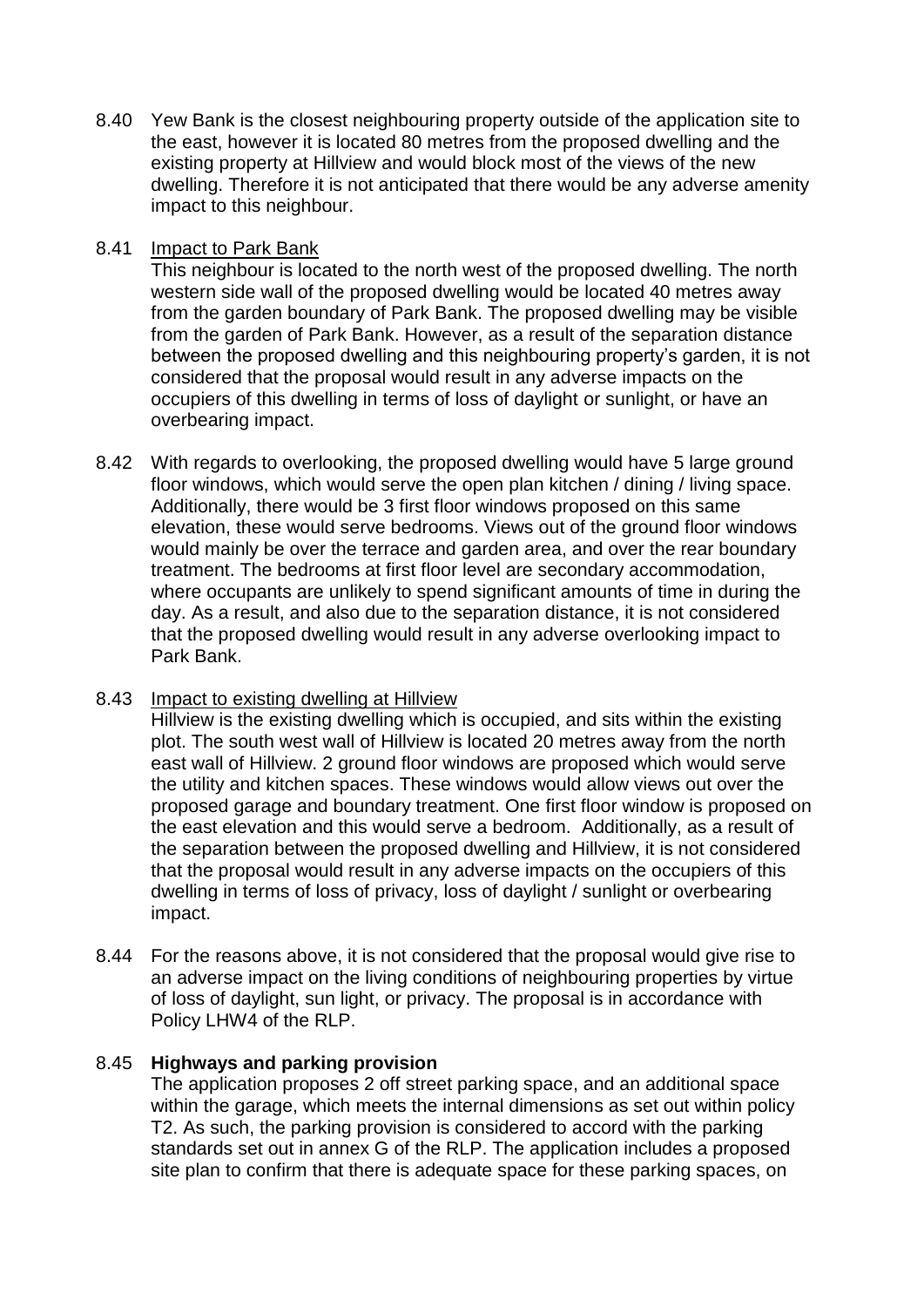8.40 Yew Bank is the closest neighbouring property outside of the application site to the east, however it is located 80 metres from the proposed dwelling and the existing property at Hillview and would block most of the views of the new dwelling. Therefore it is not anticipated that there would be any adverse amenity impact to this neighbour.

8.41 Impact to Park Bank

This neighbour is located to the north west of the proposed dwelling. The north western side wall of the proposed dwelling would be located 40 metres away from the garden boundary of Park Bank. The proposed dwelling may be visible from the garden of Park Bank. However, as a result of the separation distance between the proposed dwelling and this neighbouring property's garden, it is not considered that the proposal would result in any adverse impacts on the occupiers of this dwelling in terms of loss of daylight or sunlight, or have an overbearing impact.

8.42 With regards to overlooking, the proposed dwelling would have 5 large ground floor windows, which would serve the open plan kitchen / dining / living space. Additionally, there would be 3 first floor windows proposed on this same elevation, these would serve bedrooms. Views out of the ground floor windows would mainly be over the terrace and garden area, and over the rear boundary treatment. The bedrooms at first floor level are secondary accommodation, where occupants are unlikely to spend significant amounts of time in during the day. As a result, and also due to the separation distance, it is not considered that the proposed dwelling would result in any adverse overlooking impact to Park Bank.

8.43 Impact to existing dwelling at Hillview

Hillview is the existing dwelling which is occupied, and sits within the existing plot. The south west wall of Hillview is located 20 metres away from the north east wall of Hillview. 2 ground floor windows are proposed which would serve the utility and kitchen spaces. These windows would allow views out over the proposed garage and boundary treatment. One first floor window is proposed on the east elevation and this would serve a bedroom. Additionally, as a result of the separation between the proposed dwelling and Hillview, it is not considered that the proposal would result in any adverse impacts on the occupiers of this dwelling in terms of loss of privacy, loss of daylight / sunlight or overbearing impact.

8.44 For the reasons above, it is not considered that the proposal would give rise to an adverse impact on the living conditions of neighbouring properties by virtue of loss of daylight, sun light, or privacy. The proposal is in accordance with Policy LHW4 of the RLP.

8.45 **Highways and parking provision**

The application proposes 2 off street parking space, and an additional space within the garage, which meets the internal dimensions as set out within policy T2. As such, the parking provision is considered to accord with the parking standards set out in annex G of the RLP. The application includes a proposed site plan to confirm that there is adequate space for these parking spaces, on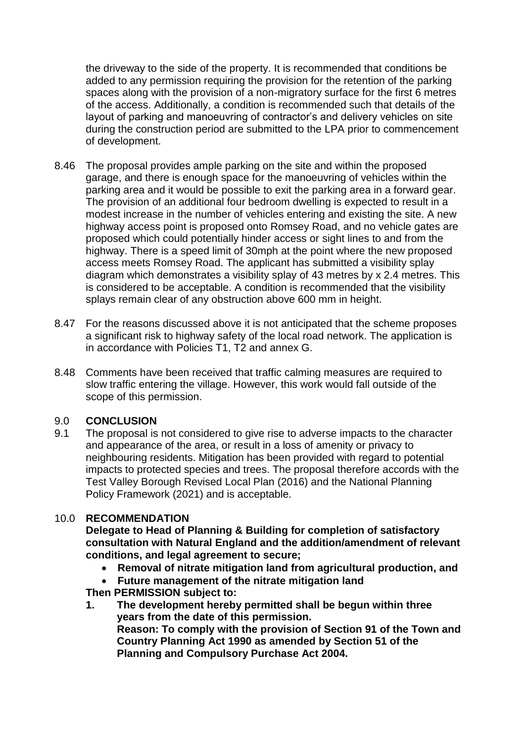the driveway to the side of the property. It is recommended that conditions be added to any permission requiring the provision for the retention of the parking spaces along with the provision of a non-migratory surface for the first 6 metres of the access. Additionally, a condition is recommended such that details of the layout of parking and manoeuvring of contractor's and delivery vehicles on site during the construction period are submitted to the LPA prior to commencement of development.

8.46 The proposal provides ample parking on the site and within the proposed garage, and there is enough space for the manoeuvring of vehicles within the parking area and it would be possible to exit the parking area in a forward gear. The provision of an additional four bedroom dwelling is expected to result in a modest increase in the number of vehicles entering and existing the site. A new highway access point is proposed onto Romsey Road, and no vehicle gates are proposed which could potentially hinder access or sight lines to and from the highway. There is a speed limit of 30mph at the point where the new proposed access meets Romsey Road. The applicant has submitted a visibility splay diagram which demonstrates a visibility splay of 43 metres by x 2.4 metres. This is considered to be acceptable. A condition is recommended that the visibility splays remain clear of any obstruction above 600 mm in height.

8.47 For the reasons discussed above it is not anticipated that the scheme proposes a significant risk to highway safety of the local road network. The application is in accordance with Policies T1, T2 and annex G.

8.48 Comments have been received that traffic calming measures are required to slow traffic entering the village. However, this work would fall outside of the scope of this permission.

## 9.0 CONCLUSION

9.1 The proposal is not considered to give rise to adverse impacts to the character and appearance of the area, or result in a loss of amenity or privacy to neighbouring residents. Mitigation has been provided with regard to potential impacts to protected species and trees. The proposal therefore accords with the Test Valley Borough Revised Local Plan (2016) and the National Planning Policy Framework (2021) and is acceptable.

## 10.0 RECOMMENDATION

**Delegate to Head of Planning & Building for completion of satisfactory consultation with Natural England and the addition/amendment of relevant conditions, and legal agreement to secure;**

- **Removal of nitrate mitigation land from agricultural production, and**
- **Future management of the nitrate mitigation land**

**Then PERMISSION subject to:**

1. **The development hereby permitted shall be begun within three years from the date of this permission.**
   **Reason: To comply with the provision of Section 91 of the Town and Country Planning Act 1990 as amended by Section 51 of the Planning and Compulsory Purchase Act 2004.**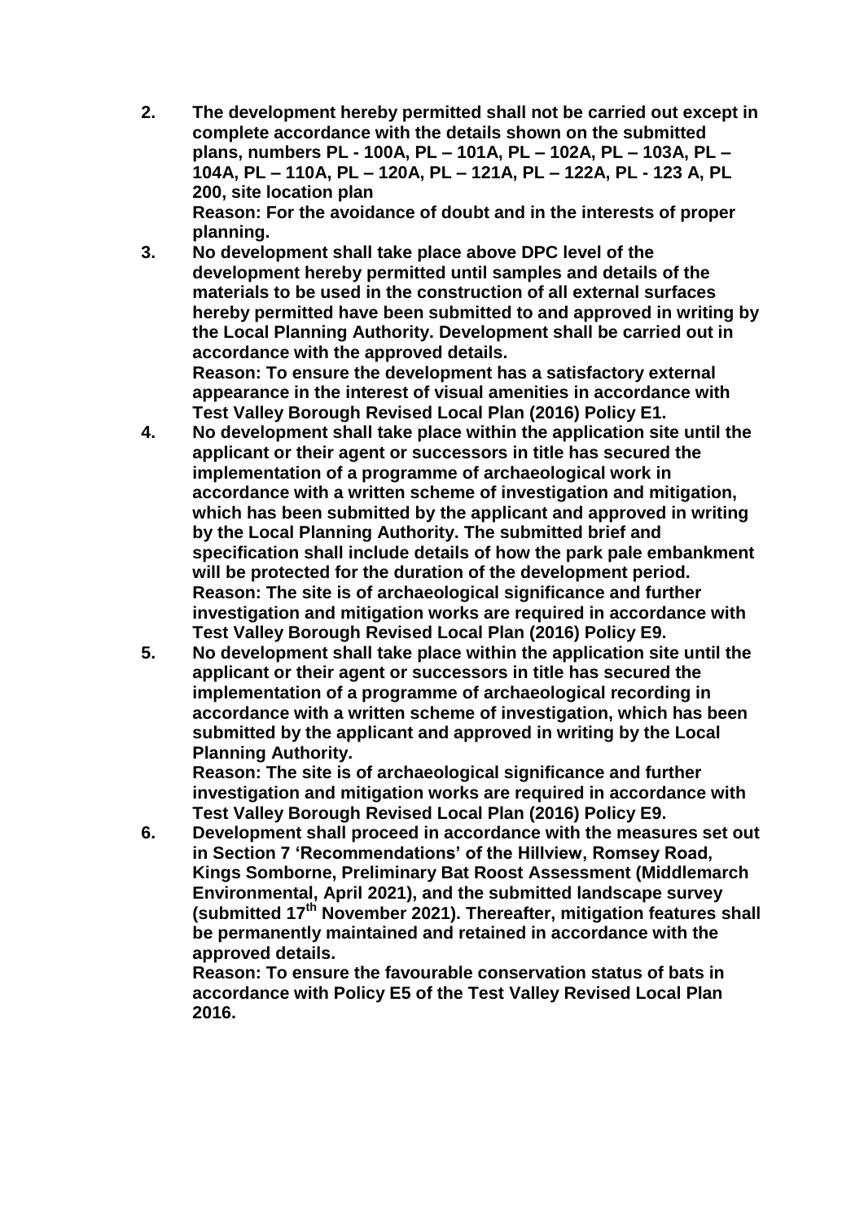2. **The development hereby permitted shall not be carried out except in complete accordance with the details shown on the submitted plans, numbers PL - 100A, PL – 101A, PL – 102A, PL – 103A, PL – 104A, PL – 110A, PL – 120A, PL – 121A, PL – 122A, PL - 123 A, PL 200, site location plan**
   **Reason: For the avoidance of doubt and in the interests of proper planning.**
3. **No development shall take place above DPC level of the development hereby permitted until samples and details of the materials to be used in the construction of all external surfaces hereby permitted have been submitted to and approved in writing by the Local Planning Authority. Development shall be carried out in accordance with the approved details.**
   **Reason: To ensure the development has a satisfactory external appearance in the interest of visual amenities in accordance with Test Valley Borough Revised Local Plan (2016) Policy E1.**
4. **No development shall take place within the application site until the applicant or their agent or successors in title has secured the implementation of a programme of archaeological work in accordance with a written scheme of investigation and mitigation, which has been submitted by the applicant and approved in writing by the Local Planning Authority. The submitted brief and specification shall include details of how the park pale embankment will be protected for the duration of the development period.**
   **Reason: The site is of archaeological significance and further investigation and mitigation works are required in accordance with Test Valley Borough Revised Local Plan (2016) Policy E9.**
5. **No development shall take place within the application site until the applicant or their agent or successors in title has secured the implementation of a programme of archaeological recording in accordance with a written scheme of investigation, which has been submitted by the applicant and approved in writing by the Local Planning Authority.**
   **Reason: The site is of archaeological significance and further investigation and mitigation works are required in accordance with Test Valley Borough Revised Local Plan (2016) Policy E9.**
6. **Development shall proceed in accordance with the measures set out in Section 7 'Recommendations' of the Hillview, Romsey Road, Kings Somborne, Preliminary Bat Roost Assessment (Middlemarch Environmental, April 2021), and the submitted landscape survey (submitted 17th November 2021). Thereafter, mitigation features shall be permanently maintained and retained in accordance with the approved details.**
   **Reason: To ensure the favourable conservation status of bats in accordance with Policy E5 of the Test Valley Revised Local Plan 2016.**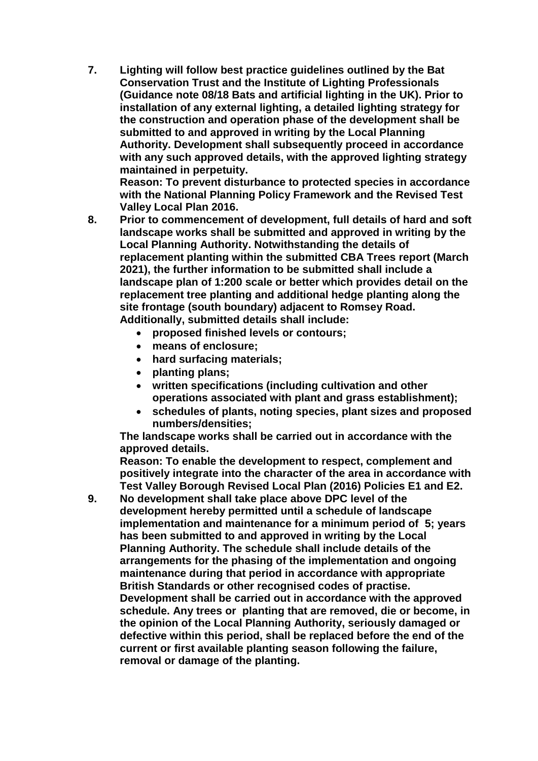7. **Lighting will follow best practice guidelines outlined by the Bat Conservation Trust and the Institute of Lighting Professionals (Guidance note 08/18 Bats and artificial lighting in the UK). Prior to installation of any external lighting, a detailed lighting strategy for the construction and operation phase of the development shall be submitted to and approved in writing by the Local Planning Authority. Development shall subsequently proceed in accordance with any such approved details, with the approved lighting strategy maintained in perpetuity.**
   **Reason: To prevent disturbance to protected species in accordance with the National Planning Policy Framework and the Revised Test Valley Local Plan 2016.**

8. **Prior to commencement of development, full details of hard and soft landscape works shall be submitted and approved in writing by the Local Planning Authority. Notwithstanding the details of replacement planting within the submitted CBA Trees report (March 2021), the further information to be submitted shall include a landscape plan of 1:200 scale or better which provides detail on the replacement tree planting and additional hedge planting along the site frontage (south boundary) adjacent to Romsey Road. Additionally, submitted details shall include:**
   - **proposed finished levels or contours;**
   - **means of enclosure;**
   - **hard surfacing materials;**
   - **planting plans;**
   - **written specifications (including cultivation and other operations associated with plant and grass establishment);**
   - **schedules of plants, noting species, plant sizes and proposed numbers/densities;**

   **The landscape works shall be carried out in accordance with the approved details.**
   **Reason: To enable the development to respect, complement and positively integrate into the character of the area in accordance with Test Valley Borough Revised Local Plan (2016) Policies E1 and E2.**

9. **No development shall take place above DPC level of the development hereby permitted until a schedule of landscape implementation and maintenance for a minimum period of 5; years has been submitted to and approved in writing by the Local Planning Authority. The schedule shall include details of the arrangements for the phasing of the implementation and ongoing maintenance during that period in accordance with appropriate British Standards or other recognised codes of practise. Development shall be carried out in accordance with the approved schedule. Any trees or planting that are removed, die or become, in the opinion of the Local Planning Authority, seriously damaged or defective within this period, shall be replaced before the end of the current or first available planting season following the failure, removal or damage of the planting.**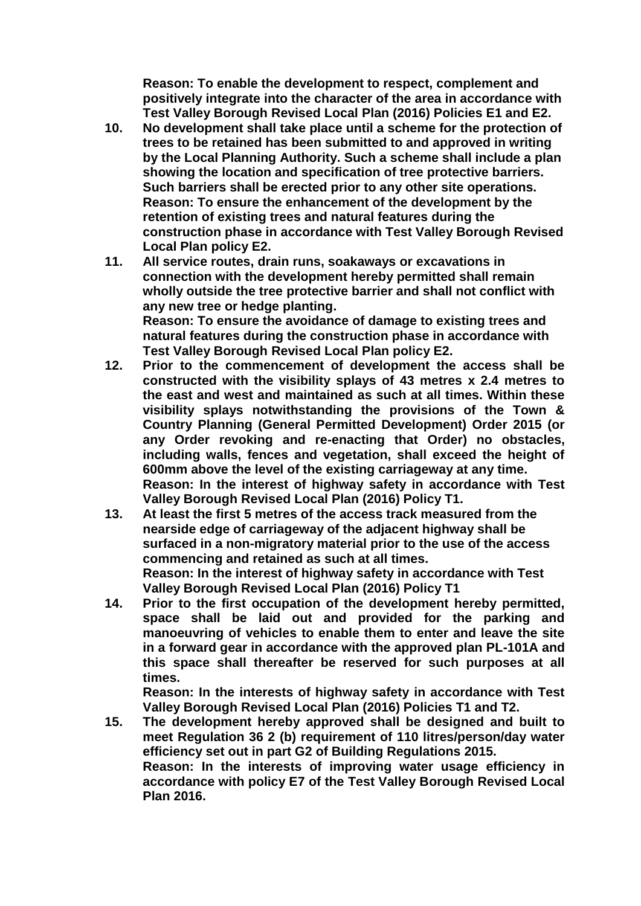**Reason: To enable the development to respect, complement and positively integrate into the character of the area in accordance with Test Valley Borough Revised Local Plan (2016) Policies E1 and E2.**

10. **No development shall take place until a scheme for the protection of trees to be retained has been submitted to and approved in writing by the Local Planning Authority. Such a scheme shall include a plan showing the location and specification of tree protective barriers. Such barriers shall be erected prior to any other site operations.**
    **Reason: To ensure the enhancement of the development by the retention of existing trees and natural features during the construction phase in accordance with Test Valley Borough Revised Local Plan policy E2.**
11. **All service routes, drain runs, soakaways or excavations in connection with the development hereby permitted shall remain wholly outside the tree protective barrier and shall not conflict with any new tree or hedge planting.**
    **Reason: To ensure the avoidance of damage to existing trees and natural features during the construction phase in accordance with Test Valley Borough Revised Local Plan policy E2.**
12. **Prior to the commencement of development the access shall be constructed with the visibility splays of 43 metres x 2.4 metres to the east and west and maintained as such at all times. Within these visibility splays notwithstanding the provisions of the Town & Country Planning (General Permitted Development) Order 2015 (or any Order revoking and re-enacting that Order) no obstacles, including walls, fences and vegetation, shall exceed the height of 600mm above the level of the existing carriageway at any time.**
    **Reason: In the interest of highway safety in accordance with Test Valley Borough Revised Local Plan (2016) Policy T1.**
13. **At least the first 5 metres of the access track measured from the nearside edge of carriageway of the adjacent highway shall be surfaced in a non-migratory material prior to the use of the access commencing and retained as such at all times.**
    **Reason: In the interest of highway safety in accordance with Test Valley Borough Revised Local Plan (2016) Policy T1**
14. **Prior to the first occupation of the development hereby permitted, space shall be laid out and provided for the parking and manoeuvring of vehicles to enable them to enter and leave the site in a forward gear in accordance with the approved plan PL-101A and this space shall thereafter be reserved for such purposes at all times.**
    **Reason: In the interests of highway safety in accordance with Test Valley Borough Revised Local Plan (2016) Policies T1 and T2.**
15. **The development hereby approved shall be designed and built to meet Regulation 36 2 (b) requirement of 110 litres/person/day water efficiency set out in part G2 of Building Regulations 2015.**
    **Reason: In the interests of improving water usage efficiency in accordance with policy E7 of the Test Valley Borough Revised Local Plan 2016.**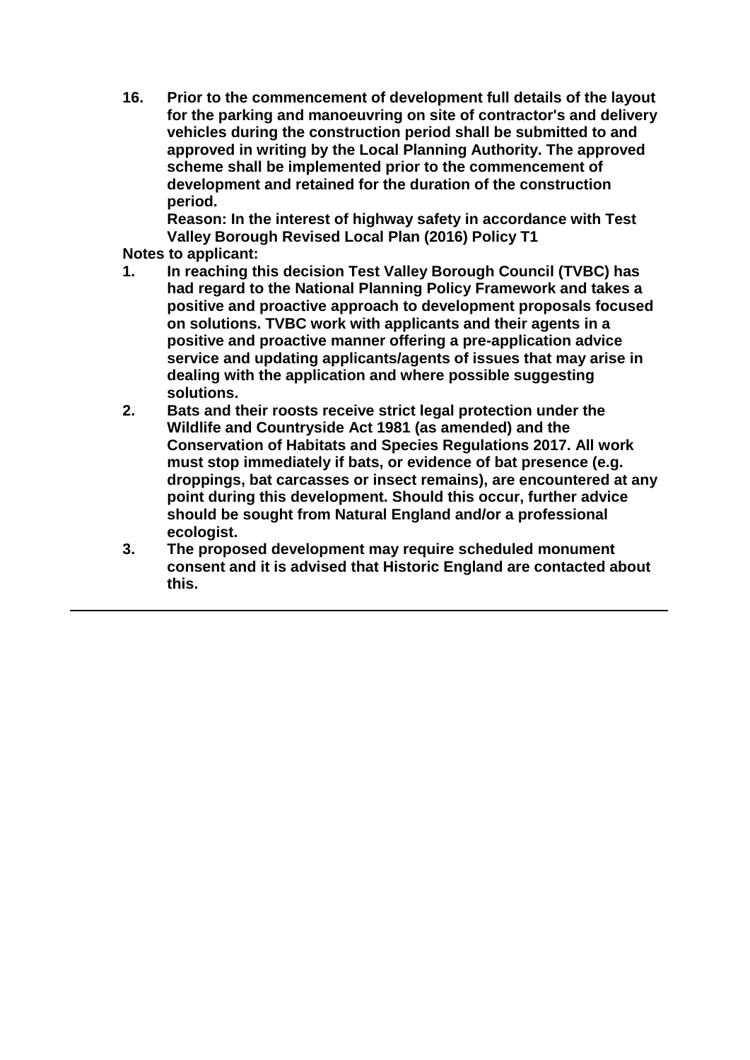**16. Prior to the commencement of development full details of the layout for the parking and manoeuvring on site of contractor's and delivery vehicles during the construction period shall be submitted to and approved in writing by the Local Planning Authority. The approved scheme shall be implemented prior to the commencement of development and retained for the duration of the construction period.**
**Reason: In the interest of highway safety in accordance with Test Valley Borough Revised Local Plan (2016) Policy T1**

**Notes to applicant:**

1. **In reaching this decision Test Valley Borough Council (TVBC) has had regard to the National Planning Policy Framework and takes a positive and proactive approach to development proposals focused on solutions. TVBC work with applicants and their agents in a positive and proactive manner offering a pre-application advice service and updating applicants/agents of issues that may arise in dealing with the application and where possible suggesting solutions.**
2. **Bats and their roosts receive strict legal protection under the Wildlife and Countryside Act 1981 (as amended) and the Conservation of Habitats and Species Regulations 2017. All work must stop immediately if bats, or evidence of bat presence (e.g. droppings, bat carcasses or insect remains), are encountered at any point during this development. Should this occur, further advice should be sought from Natural England and/or a professional ecologist.**
3. **The proposed development may require scheduled monument consent and it is advised that Historic England are contacted about this.**

---